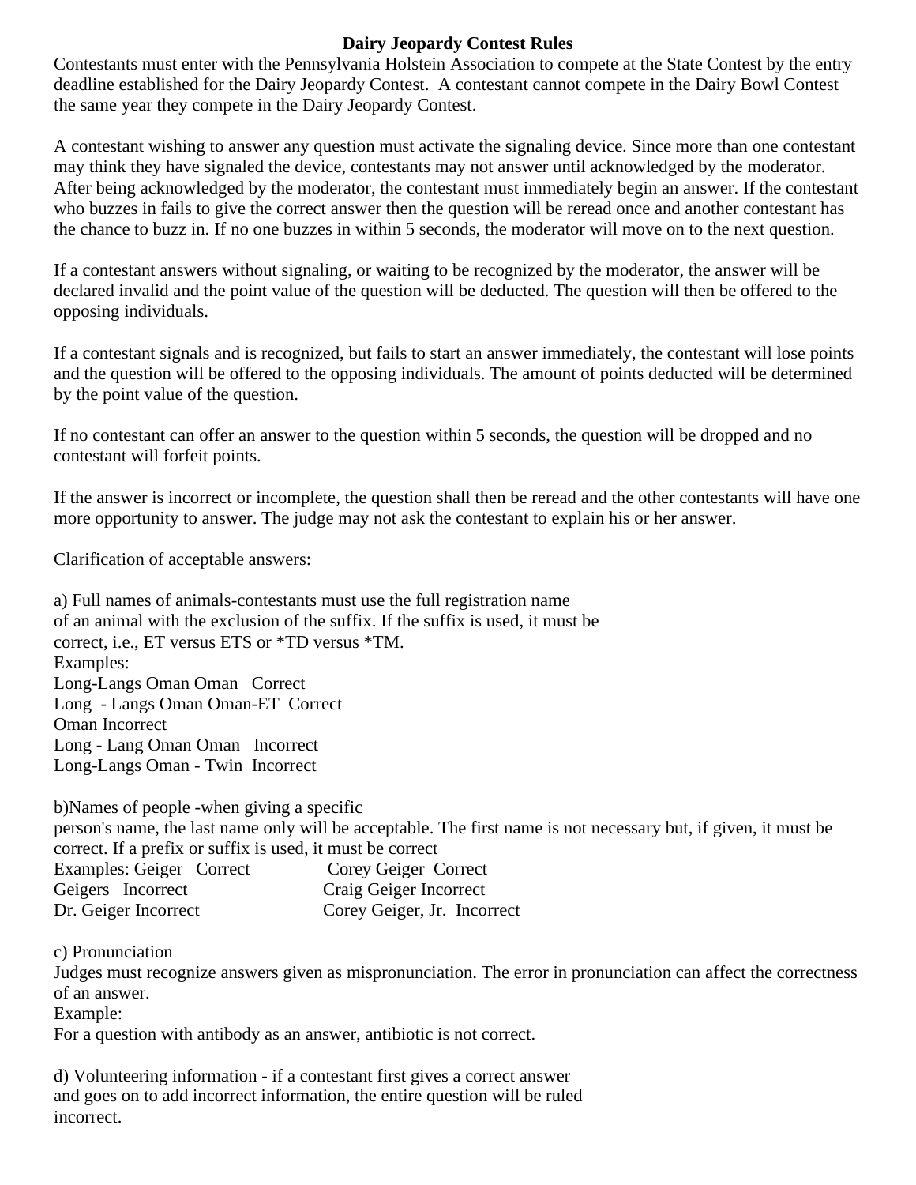# Dairy Jeopardy Contest Rules

Contestants must enter with the Pennsylvania Holstein Association to compete at the State Contest by the entry deadline established for the Dairy Jeopardy Contest. A contestant cannot compete in the Dairy Bowl Contest the same year they compete in the Dairy Jeopardy Contest.

A contestant wishing to answer any question must activate the signaling device. Since more than one contestant may think they have signaled the device, contestants may not answer until acknowledged by the moderator. After being acknowledged by the moderator, the contestant must immediately begin an answer. If the contestant who buzzes in fails to give the correct answer then the question will be reread once and another contestant has the chance to buzz in. If no one buzzes in within 5 seconds, the moderator will move on to the next question.

If a contestant answers without signaling, or waiting to be recognized by the moderator, the answer will be declared invalid and the point value of the question will be deducted. The question will then be offered to the opposing individuals.

If a contestant signals and is recognized, but fails to start an answer immediately, the contestant will lose points and the question will be offered to the opposing individuals. The amount of points deducted will be determined by the point value of the question.

If no contestant can offer an answer to the question within 5 seconds, the question will be dropped and no contestant will forfeit points.

If the answer is incorrect or incomplete, the question shall then be reread and the other contestants will have one more opportunity to answer. The judge may not ask the contestant to explain his or her answer.

Clarification of acceptable answers:

a) Full names of animals-contestants must use the full registration name of an animal with the exclusion of the suffix. If the suffix is used, it must be correct, i.e., ET versus ETS or *TD versus *TM.
Examples:
Long-Langs Oman Oman Correct
Long - Langs Oman Oman-ET Correct
Oman Incorrect
Long - Lang Oman Oman Incorrect
Long-Langs Oman - Twin Incorrect

b) Names of people -when giving a specific person's name, the last name only will be acceptable. The first name is not necessary but, if given, it must be correct. If a prefix or suffix is used, it must be correct
Examples: Geiger Correct
Geigers Incorrect
Dr. Geiger Incorrect
Corey Geiger Correct
Craig Geiger Incorrect
Corey Geiger, Jr. Incorrect

c) Pronunciation
Judges must recognize answers given as mispronunciation. The error in pronunciation can affect the correctness of an answer.
Example:
For a question with antibody as an answer, antibiotic is not correct.

d) Volunteering information - if a contestant first gives a correct answer and goes on to add incorrect information, the entire question will be ruled incorrect.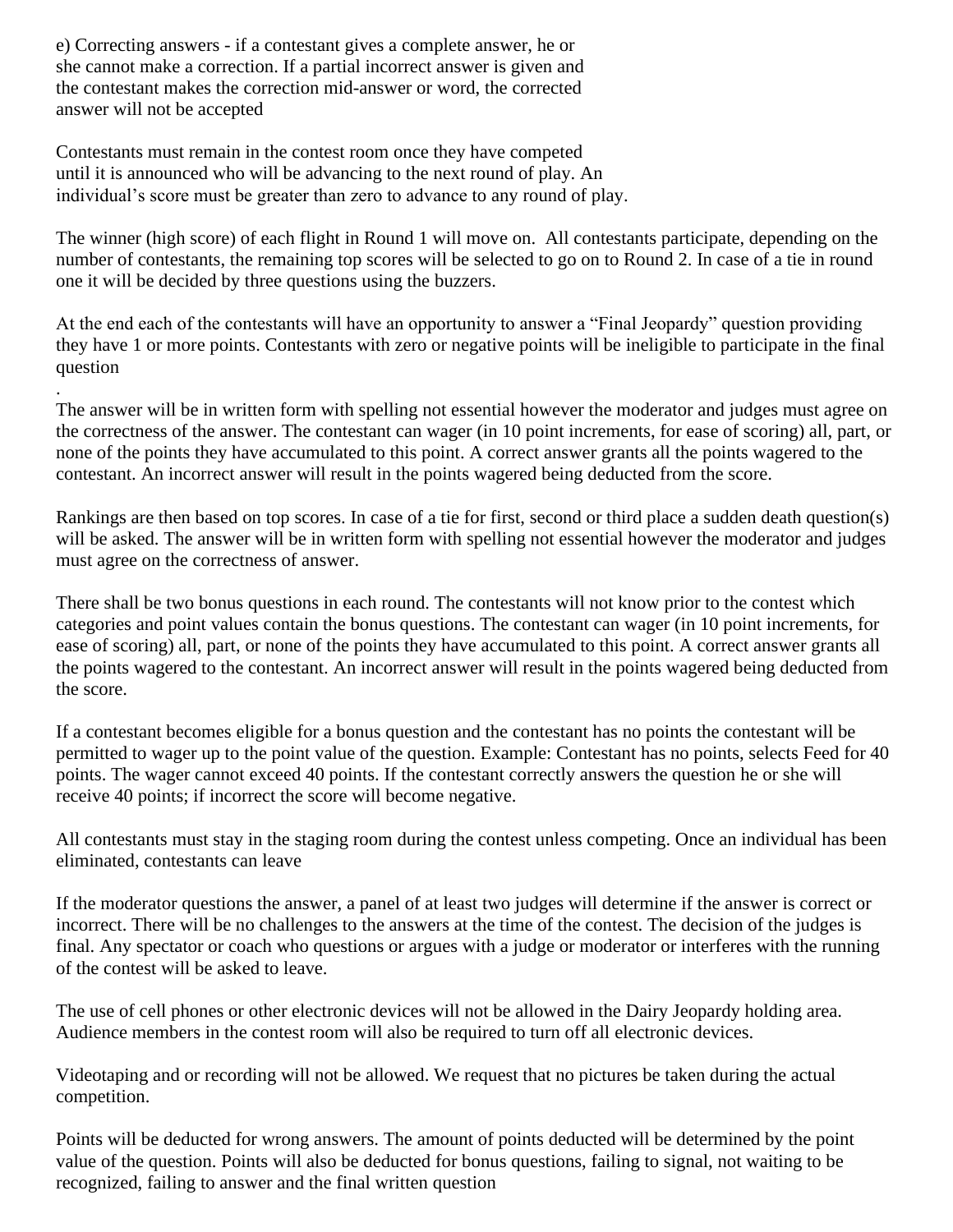e) Correcting answers - if a contestant gives a complete answer, he or she cannot make a correction. If a partial incorrect answer is given and the contestant makes the correction mid-answer or word, the corrected answer will not be accepted

Contestants must remain in the contest room once they have competed until it is announced who will be advancing to the next round of play. An individual's score must be greater than zero to advance to any round of play.

The winner (high score) of each flight in Round 1 will move on. All contestants participate, depending on the number of contestants, the remaining top scores will be selected to go on to Round 2. In case of a tie in round one it will be decided by three questions using the buzzers.

At the end each of the contestants will have an opportunity to answer a "Final Jeopardy" question providing they have 1 or more points. Contestants with zero or negative points will be ineligible to participate in the final question

.

The answer will be in written form with spelling not essential however the moderator and judges must agree on the correctness of the answer. The contestant can wager (in 10 point increments, for ease of scoring) all, part, or none of the points they have accumulated to this point. A correct answer grants all the points wagered to the contestant. An incorrect answer will result in the points wagered being deducted from the score.

Rankings are then based on top scores. In case of a tie for first, second or third place a sudden death question(s) will be asked. The answer will be in written form with spelling not essential however the moderator and judges must agree on the correctness of answer.

There shall be two bonus questions in each round. The contestants will not know prior to the contest which categories and point values contain the bonus questions. The contestant can wager (in 10 point increments, for ease of scoring) all, part, or none of the points they have accumulated to this point. A correct answer grants all the points wagered to the contestant. An incorrect answer will result in the points wagered being deducted from the score.

If a contestant becomes eligible for a bonus question and the contestant has no points the contestant will be permitted to wager up to the point value of the question. Example: Contestant has no points, selects Feed for 40 points. The wager cannot exceed 40 points. If the contestant correctly answers the question he or she will receive 40 points; if incorrect the score will become negative.

All contestants must stay in the staging room during the contest unless competing. Once an individual has been eliminated, contestants can leave

If the moderator questions the answer, a panel of at least two judges will determine if the answer is correct or incorrect. There will be no challenges to the answers at the time of the contest. The decision of the judges is final. Any spectator or coach who questions or argues with a judge or moderator or interferes with the running of the contest will be asked to leave.

The use of cell phones or other electronic devices will not be allowed in the Dairy Jeopardy holding area. Audience members in the contest room will also be required to turn off all electronic devices.

Videotaping and or recording will not be allowed. We request that no pictures be taken during the actual competition.

Points will be deducted for wrong answers. The amount of points deducted will be determined by the point value of the question. Points will also be deducted for bonus questions, failing to signal, not waiting to be recognized, failing to answer and the final written question